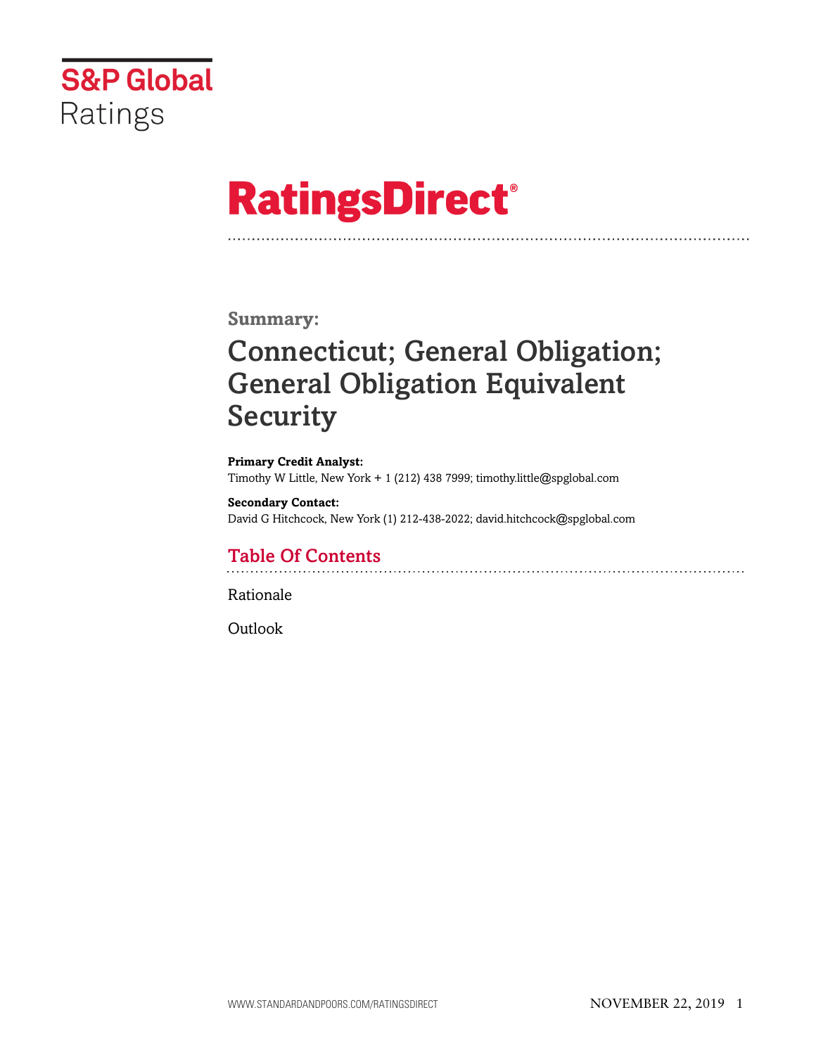S&P Global
Ratings

# RatingsDirect®

## Summary:

# Connecticut; General Obligation; General Obligation Equivalent Security

**Primary Credit Analyst:**
Timothy W Little, New York + 1 (212) 438 7999; timothy.little@spglobal.com

**Secondary Contact:**
David G Hitchcock, New York (1) 212-438-2022; david.hitchcock@spglobal.com

## Table Of Contents

Rationale

Outlook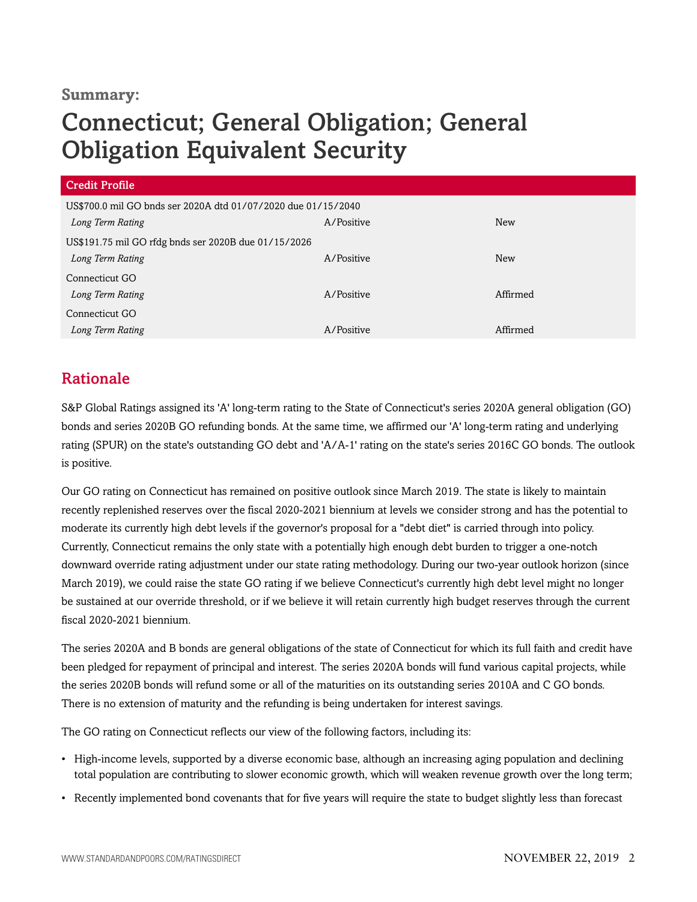**Summary:**

# Connecticut; General Obligation; General Obligation Equivalent Security

| Credit Profile | | |
|---|---|---|
| US$700.0 mil GO bnds ser 2020A dtd 01/07/2020 due 01/15/2040 | | |
| *Long Term Rating* | A/Positive | New |
| US$191.75 mil GO rfdg bnds ser 2020B due 01/15/2026 | | |
| *Long Term Rating* | A/Positive | New |
| Connecticut GO | | |
| *Long Term Rating* | A/Positive | Affirmed |
| Connecticut GO | | |
| *Long Term Rating* | A/Positive | Affirmed |

## Rationale

S&P Global Ratings assigned its 'A' long-term rating to the State of Connecticut's series 2020A general obligation (GO) bonds and series 2020B GO refunding bonds. At the same time, we affirmed our 'A' long-term rating and underlying rating (SPUR) on the state's outstanding GO debt and 'A/A-1' rating on the state's series 2016C GO bonds. The outlook is positive.

Our GO rating on Connecticut has remained on positive outlook since March 2019. The state is likely to maintain recently replenished reserves over the fiscal 2020-2021 biennium at levels we consider strong and has the potential to moderate its currently high debt levels if the governor's proposal for a "debt diet" is carried through into policy. Currently, Connecticut remains the only state with a potentially high enough debt burden to trigger a one-notch downward override rating adjustment under our state rating methodology. During our two-year outlook horizon (since March 2019), we could raise the state GO rating if we believe Connecticut's currently high debt level might no longer be sustained at our override threshold, or if we believe it will retain currently high budget reserves through the current fiscal 2020-2021 biennium.

The series 2020A and B bonds are general obligations of the state of Connecticut for which its full faith and credit have been pledged for repayment of principal and interest. The series 2020A bonds will fund various capital projects, while the series 2020B bonds will refund some or all of the maturities on its outstanding series 2010A and C GO bonds. There is no extension of maturity and the refunding is being undertaken for interest savings.

The GO rating on Connecticut reflects our view of the following factors, including its:

- High-income levels, supported by a diverse economic base, although an increasing aging population and declining total population are contributing to slower economic growth, which will weaken revenue growth over the long term;
- Recently implemented bond covenants that for five years will require the state to budget slightly less than forecast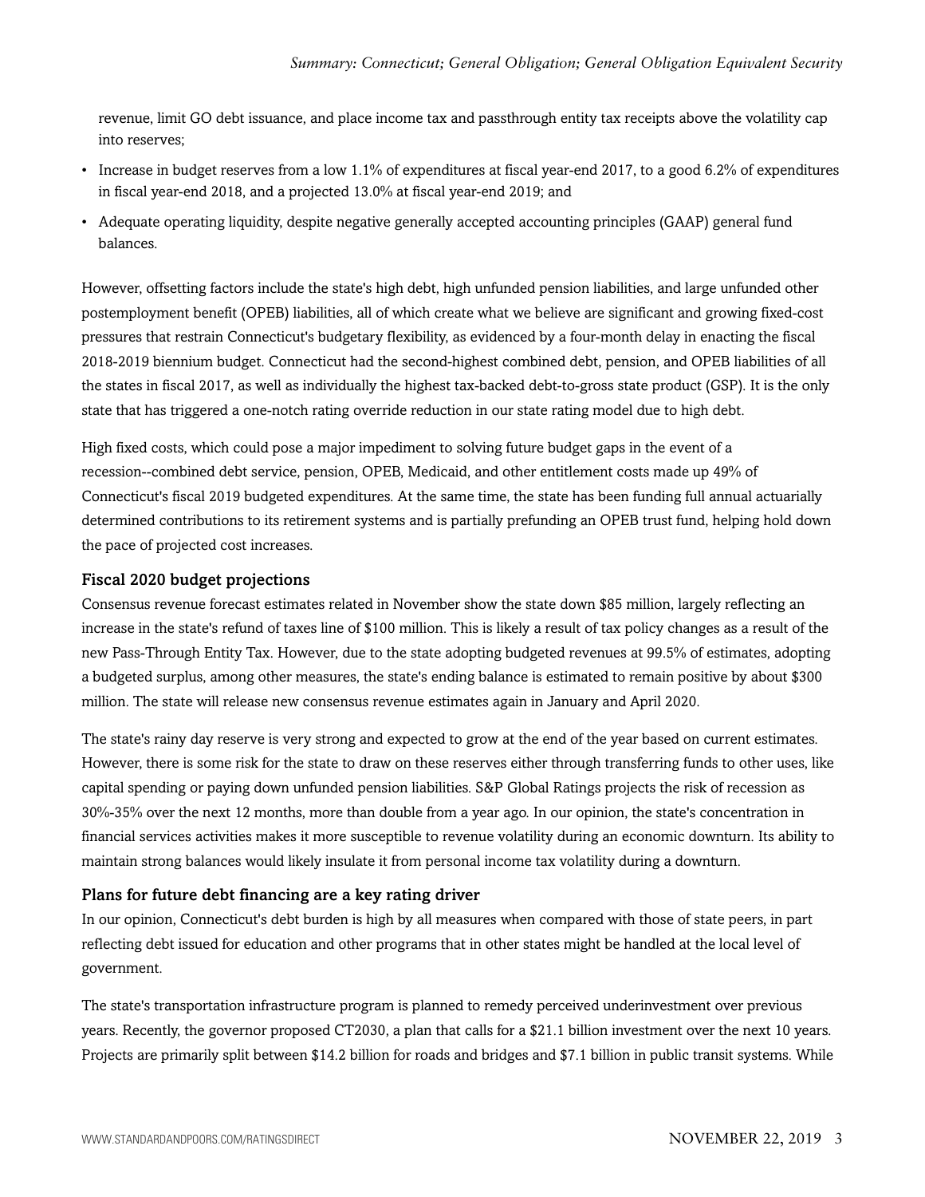revenue, limit GO debt issuance, and place income tax and passthrough entity tax receipts above the volatility cap into reserves;

- Increase in budget reserves from a low 1.1% of expenditures at fiscal year-end 2017, to a good 6.2% of expenditures in fiscal year-end 2018, and a projected 13.0% at fiscal year-end 2019; and
- Adequate operating liquidity, despite negative generally accepted accounting principles (GAAP) general fund balances.

However, offsetting factors include the state's high debt, high unfunded pension liabilities, and large unfunded other postemployment benefit (OPEB) liabilities, all of which create what we believe are significant and growing fixed-cost pressures that restrain Connecticut's budgetary flexibility, as evidenced by a four-month delay in enacting the fiscal 2018-2019 biennium budget. Connecticut had the second-highest combined debt, pension, and OPEB liabilities of all the states in fiscal 2017, as well as individually the highest tax-backed debt-to-gross state product (GSP). It is the only state that has triggered a one-notch rating override reduction in our state rating model due to high debt.

High fixed costs, which could pose a major impediment to solving future budget gaps in the event of a recession--combined debt service, pension, OPEB, Medicaid, and other entitlement costs made up 49% of Connecticut's fiscal 2019 budgeted expenditures. At the same time, the state has been funding full annual actuarially determined contributions to its retirement systems and is partially prefunding an OPEB trust fund, helping hold down the pace of projected cost increases.

### Fiscal 2020 budget projections

Consensus revenue forecast estimates related in November show the state down $85 million, largely reflecting an increase in the state's refund of taxes line of $100 million. This is likely a result of tax policy changes as a result of the new Pass-Through Entity Tax. However, due to the state adopting budgeted revenues at 99.5% of estimates, adopting a budgeted surplus, among other measures, the state's ending balance is estimated to remain positive by about $300 million. The state will release new consensus revenue estimates again in January and April 2020.

The state's rainy day reserve is very strong and expected to grow at the end of the year based on current estimates. However, there is some risk for the state to draw on these reserves either through transferring funds to other uses, like capital spending or paying down unfunded pension liabilities. S&P Global Ratings projects the risk of recession as 30%-35% over the next 12 months, more than double from a year ago. In our opinion, the state's concentration in financial services activities makes it more susceptible to revenue volatility during an economic downturn. Its ability to maintain strong balances would likely insulate it from personal income tax volatility during a downturn.

### Plans for future debt financing are a key rating driver

In our opinion, Connecticut's debt burden is high by all measures when compared with those of state peers, in part reflecting debt issued for education and other programs that in other states might be handled at the local level of government.

The state's transportation infrastructure program is planned to remedy perceived underinvestment over previous years. Recently, the governor proposed CT2030, a plan that calls for a $21.1 billion investment over the next 10 years. Projects are primarily split between $14.2 billion for roads and bridges and $7.1 billion in public transit systems. While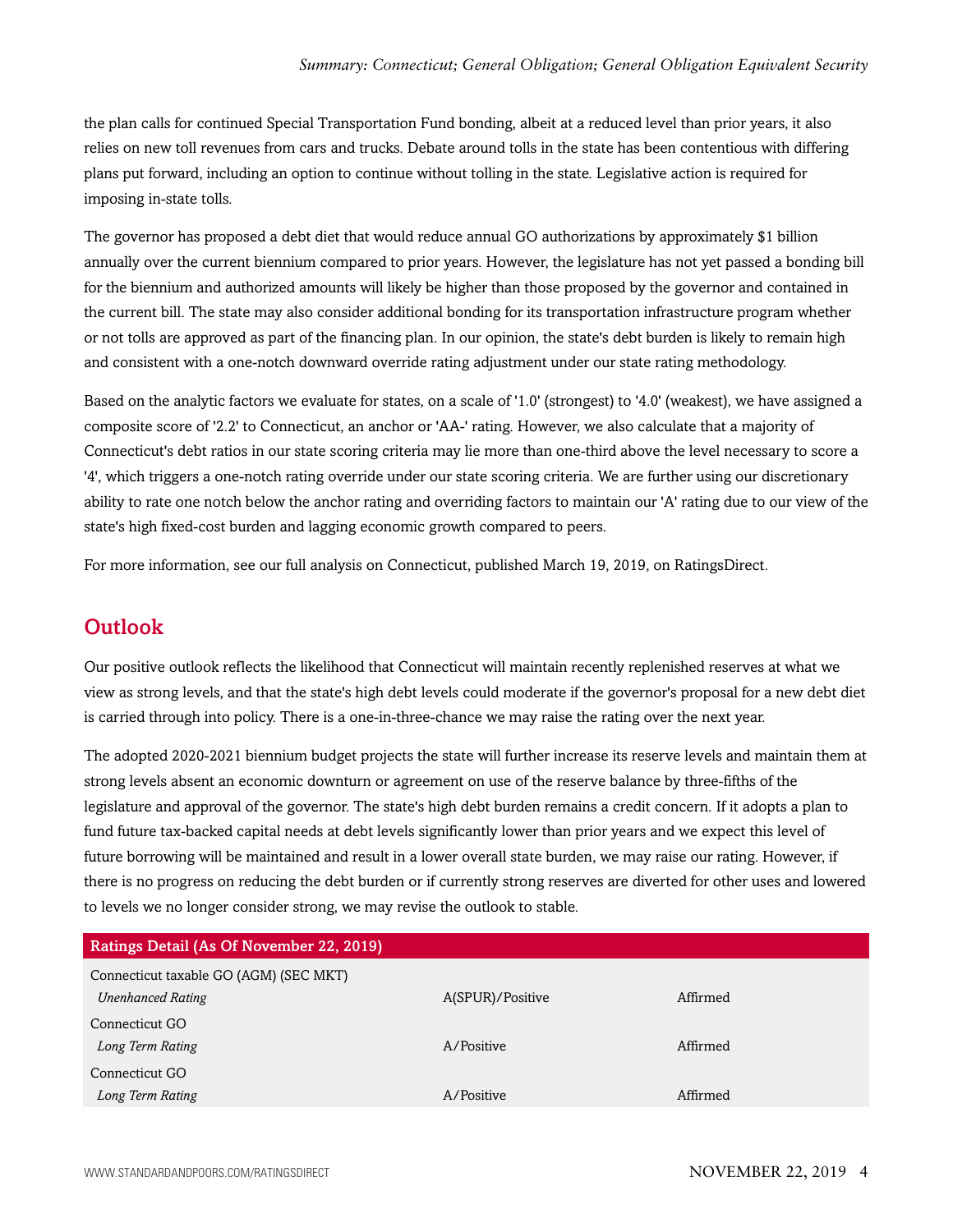the plan calls for continued Special Transportation Fund bonding, albeit at a reduced level than prior years, it also relies on new toll revenues from cars and trucks. Debate around tolls in the state has been contentious with differing plans put forward, including an option to continue without tolling in the state. Legislative action is required for imposing in-state tolls.

The governor has proposed a debt diet that would reduce annual GO authorizations by approximately $1 billion annually over the current biennium compared to prior years. However, the legislature has not yet passed a bonding bill for the biennium and authorized amounts will likely be higher than those proposed by the governor and contained in the current bill. The state may also consider additional bonding for its transportation infrastructure program whether or not tolls are approved as part of the financing plan. In our opinion, the state's debt burden is likely to remain high and consistent with a one-notch downward override rating adjustment under our state rating methodology.

Based on the analytic factors we evaluate for states, on a scale of '1.0' (strongest) to '4.0' (weakest), we have assigned a composite score of '2.2' to Connecticut, an anchor or 'AA-' rating. However, we also calculate that a majority of Connecticut's debt ratios in our state scoring criteria may lie more than one-third above the level necessary to score a '4', which triggers a one-notch rating override under our state scoring criteria. We are further using our discretionary ability to rate one notch below the anchor rating and overriding factors to maintain our 'A' rating due to our view of the state's high fixed-cost burden and lagging economic growth compared to peers.

For more information, see our full analysis on Connecticut, published March 19, 2019, on RatingsDirect.

## Outlook

Our positive outlook reflects the likelihood that Connecticut will maintain recently replenished reserves at what we view as strong levels, and that the state's high debt levels could moderate if the governor's proposal for a new debt diet is carried through into policy. There is a one-in-three-chance we may raise the rating over the next year.

The adopted 2020-2021 biennium budget projects the state will further increase its reserve levels and maintain them at strong levels absent an economic downturn or agreement on use of the reserve balance by three-fifths of the legislature and approval of the governor. The state's high debt burden remains a credit concern. If it adopts a plan to fund future tax-backed capital needs at debt levels significantly lower than prior years and we expect this level of future borrowing will be maintained and result in a lower overall state burden, we may raise our rating. However, if there is no progress on reducing the debt burden or if currently strong reserves are diverted for other uses and lowered to levels we no longer consider strong, we may revise the outlook to stable.

| Ratings Detail (As Of November 22, 2019) | | |
|---|---|---|
| Connecticut taxable GO (AGM) (SEC MKT) | | |
| *Unenhanced Rating* | A(SPUR)/Positive | Affirmed |
| Connecticut GO | | |
| *Long Term Rating* | A/Positive | Affirmed |
| Connecticut GO | | |
| *Long Term Rating* | A/Positive | Affirmed |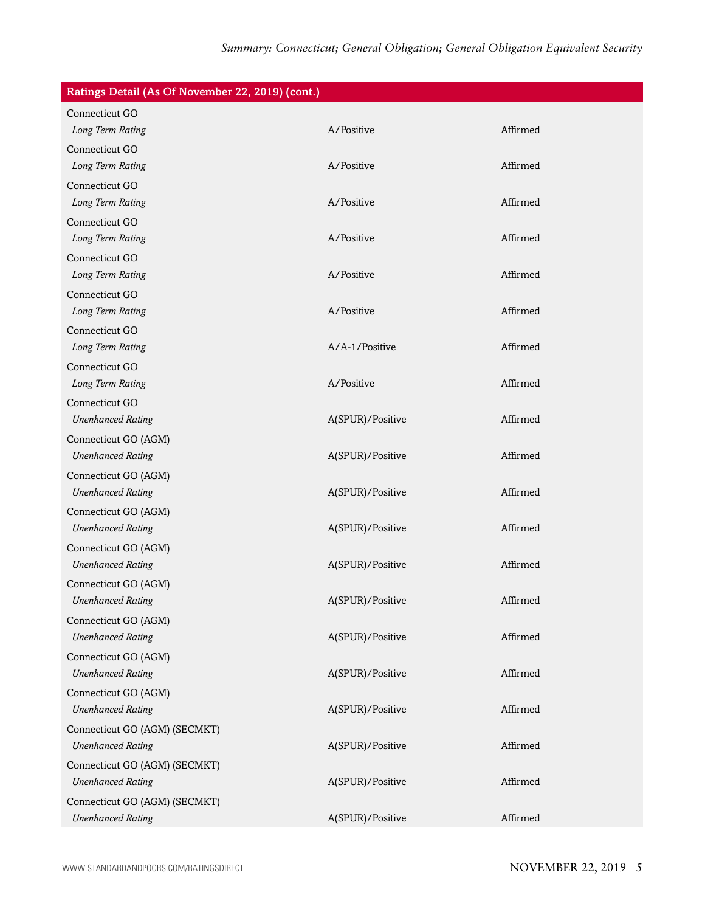| Ratings Detail (As Of November 22, 2019) (cont.) | | |
|---|---|---|
| Connecticut GO | | |
| *Long Term Rating* | A/Positive | Affirmed |
| Connecticut GO | | |
| *Long Term Rating* | A/Positive | Affirmed |
| Connecticut GO | | |
| *Long Term Rating* | A/Positive | Affirmed |
| Connecticut GO | | |
| *Long Term Rating* | A/Positive | Affirmed |
| Connecticut GO | | |
| *Long Term Rating* | A/Positive | Affirmed |
| Connecticut GO | | |
| *Long Term Rating* | A/Positive | Affirmed |
| Connecticut GO | | |
| *Long Term Rating* | A/A-1/Positive | Affirmed |
| Connecticut GO | | |
| *Long Term Rating* | A/Positive | Affirmed |
| Connecticut GO | | |
| *Unenhanced Rating* | A(SPUR)/Positive | Affirmed |
| Connecticut GO (AGM) | | |
| *Unenhanced Rating* | A(SPUR)/Positive | Affirmed |
| Connecticut GO (AGM) | | |
| *Unenhanced Rating* | A(SPUR)/Positive | Affirmed |
| Connecticut GO (AGM) | | |
| *Unenhanced Rating* | A(SPUR)/Positive | Affirmed |
| Connecticut GO (AGM) | | |
| *Unenhanced Rating* | A(SPUR)/Positive | Affirmed |
| Connecticut GO (AGM) | | |
| *Unenhanced Rating* | A(SPUR)/Positive | Affirmed |
| Connecticut GO (AGM) | | |
| *Unenhanced Rating* | A(SPUR)/Positive | Affirmed |
| Connecticut GO (AGM) | | |
| *Unenhanced Rating* | A(SPUR)/Positive | Affirmed |
| Connecticut GO (AGM) | | |
| *Unenhanced Rating* | A(SPUR)/Positive | Affirmed |
| Connecticut GO (AGM) (SECMKT) | | |
| *Unenhanced Rating* | A(SPUR)/Positive | Affirmed |
| Connecticut GO (AGM) (SECMKT) | | |
| *Unenhanced Rating* | A(SPUR)/Positive | Affirmed |
| Connecticut GO (AGM) (SECMKT) | | |
| *Unenhanced Rating* | A(SPUR)/Positive | Affirmed |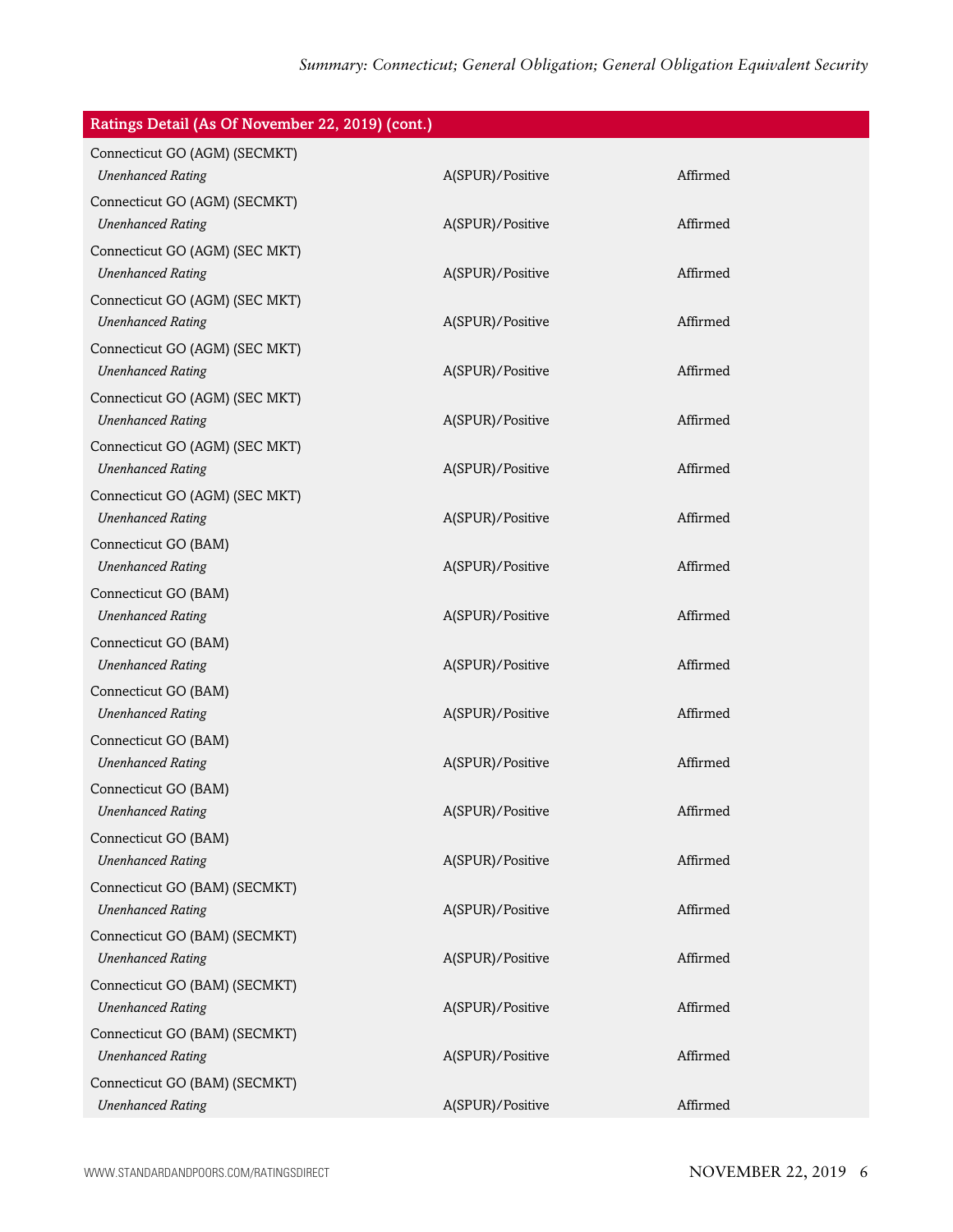| Ratings Detail (As Of November 22, 2019) (cont.) | | |
|---|---|---|
| Connecticut GO (AGM) (SECMKT) | | |
| *Unenhanced Rating* | A(SPUR)/Positive | Affirmed |
| Connecticut GO (AGM) (SECMKT) | | |
| *Unenhanced Rating* | A(SPUR)/Positive | Affirmed |
| Connecticut GO (AGM) (SEC MKT) | | |
| *Unenhanced Rating* | A(SPUR)/Positive | Affirmed |
| Connecticut GO (AGM) (SEC MKT) | | |
| *Unenhanced Rating* | A(SPUR)/Positive | Affirmed |
| Connecticut GO (AGM) (SEC MKT) | | |
| *Unenhanced Rating* | A(SPUR)/Positive | Affirmed |
| Connecticut GO (AGM) (SEC MKT) | | |
| *Unenhanced Rating* | A(SPUR)/Positive | Affirmed |
| Connecticut GO (AGM) (SEC MKT) | | |
| *Unenhanced Rating* | A(SPUR)/Positive | Affirmed |
| Connecticut GO (AGM) (SEC MKT) | | |
| *Unenhanced Rating* | A(SPUR)/Positive | Affirmed |
| Connecticut GO (BAM) | | |
| *Unenhanced Rating* | A(SPUR)/Positive | Affirmed |
| Connecticut GO (BAM) | | |
| *Unenhanced Rating* | A(SPUR)/Positive | Affirmed |
| Connecticut GO (BAM) | | |
| *Unenhanced Rating* | A(SPUR)/Positive | Affirmed |
| Connecticut GO (BAM) | | |
| *Unenhanced Rating* | A(SPUR)/Positive | Affirmed |
| Connecticut GO (BAM) | | |
| *Unenhanced Rating* | A(SPUR)/Positive | Affirmed |
| Connecticut GO (BAM) | | |
| *Unenhanced Rating* | A(SPUR)/Positive | Affirmed |
| Connecticut GO (BAM) | | |
| *Unenhanced Rating* | A(SPUR)/Positive | Affirmed |
| Connecticut GO (BAM) (SECMKT) | | |
| *Unenhanced Rating* | A(SPUR)/Positive | Affirmed |
| Connecticut GO (BAM) (SECMKT) | | |
| *Unenhanced Rating* | A(SPUR)/Positive | Affirmed |
| Connecticut GO (BAM) (SECMKT) | | |
| *Unenhanced Rating* | A(SPUR)/Positive | Affirmed |
| Connecticut GO (BAM) (SECMKT) | | |
| *Unenhanced Rating* | A(SPUR)/Positive | Affirmed |
| Connecticut GO (BAM) (SECMKT) | | |
| *Unenhanced Rating* | A(SPUR)/Positive | Affirmed |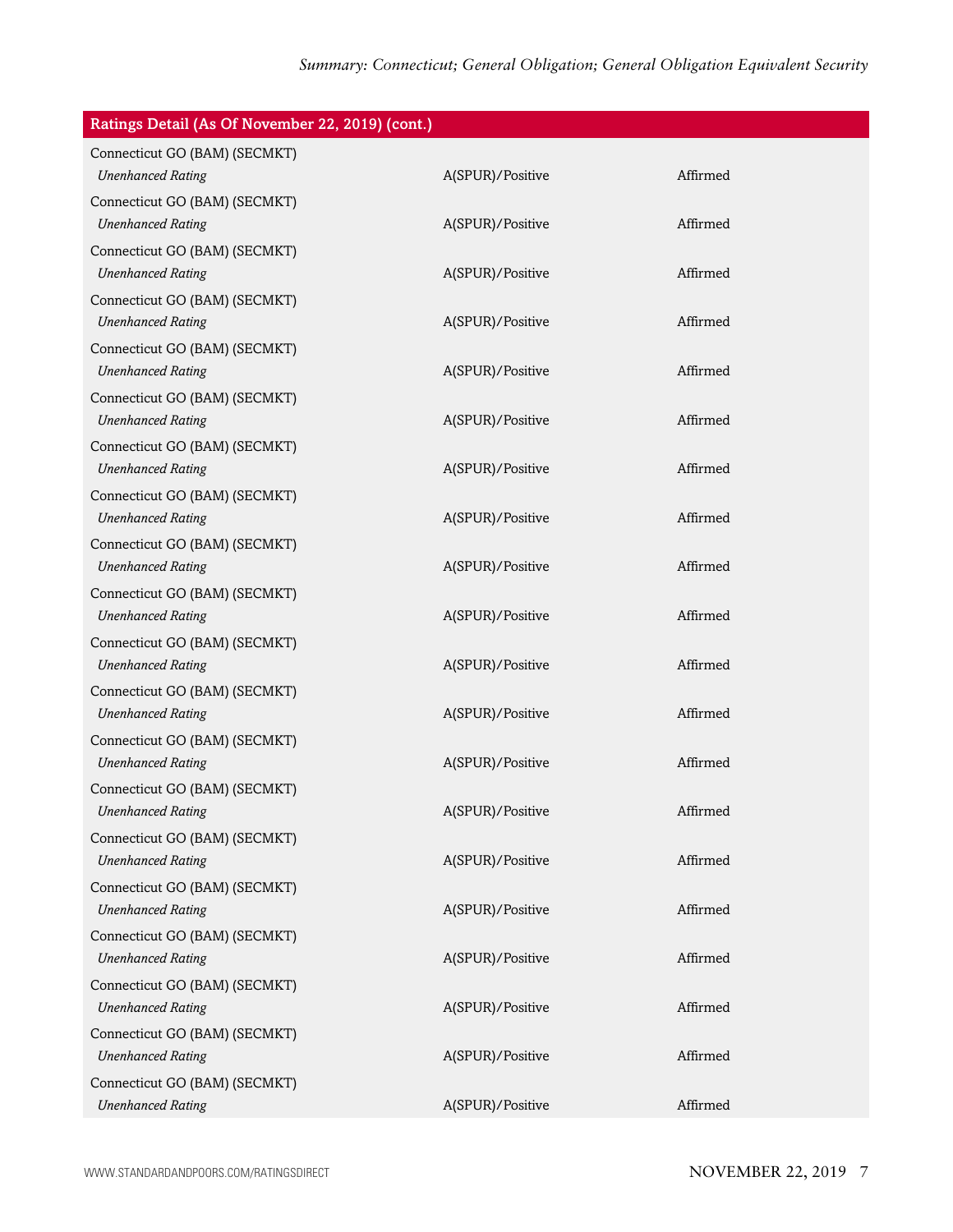| Ratings Detail (As Of November 22, 2019) (cont.) | | |
|---|---|---|
| Connecticut GO (BAM) (SECMKT) | | |
| *Unenhanced Rating* | A(SPUR)/Positive | Affirmed |
| Connecticut GO (BAM) (SECMKT) | | |
| *Unenhanced Rating* | A(SPUR)/Positive | Affirmed |
| Connecticut GO (BAM) (SECMKT) | | |
| *Unenhanced Rating* | A(SPUR)/Positive | Affirmed |
| Connecticut GO (BAM) (SECMKT) | | |
| *Unenhanced Rating* | A(SPUR)/Positive | Affirmed |
| Connecticut GO (BAM) (SECMKT) | | |
| *Unenhanced Rating* | A(SPUR)/Positive | Affirmed |
| Connecticut GO (BAM) (SECMKT) | | |
| *Unenhanced Rating* | A(SPUR)/Positive | Affirmed |
| Connecticut GO (BAM) (SECMKT) | | |
| *Unenhanced Rating* | A(SPUR)/Positive | Affirmed |
| Connecticut GO (BAM) (SECMKT) | | |
| *Unenhanced Rating* | A(SPUR)/Positive | Affirmed |
| Connecticut GO (BAM) (SECMKT) | | |
| *Unenhanced Rating* | A(SPUR)/Positive | Affirmed |
| Connecticut GO (BAM) (SECMKT) | | |
| *Unenhanced Rating* | A(SPUR)/Positive | Affirmed |
| Connecticut GO (BAM) (SECMKT) | | |
| *Unenhanced Rating* | A(SPUR)/Positive | Affirmed |
| Connecticut GO (BAM) (SECMKT) | | |
| *Unenhanced Rating* | A(SPUR)/Positive | Affirmed |
| Connecticut GO (BAM) (SECMKT) | | |
| *Unenhanced Rating* | A(SPUR)/Positive | Affirmed |
| Connecticut GO (BAM) (SECMKT) | | |
| *Unenhanced Rating* | A(SPUR)/Positive | Affirmed |
| Connecticut GO (BAM) (SECMKT) | | |
| *Unenhanced Rating* | A(SPUR)/Positive | Affirmed |
| Connecticut GO (BAM) (SECMKT) | | |
| *Unenhanced Rating* | A(SPUR)/Positive | Affirmed |
| Connecticut GO (BAM) (SECMKT) | | |
| *Unenhanced Rating* | A(SPUR)/Positive | Affirmed |
| Connecticut GO (BAM) (SECMKT) | | |
| *Unenhanced Rating* | A(SPUR)/Positive | Affirmed |
| Connecticut GO (BAM) (SECMKT) | | |
| *Unenhanced Rating* | A(SPUR)/Positive | Affirmed |
| Connecticut GO (BAM) (SECMKT) | | |
| *Unenhanced Rating* | A(SPUR)/Positive | Affirmed |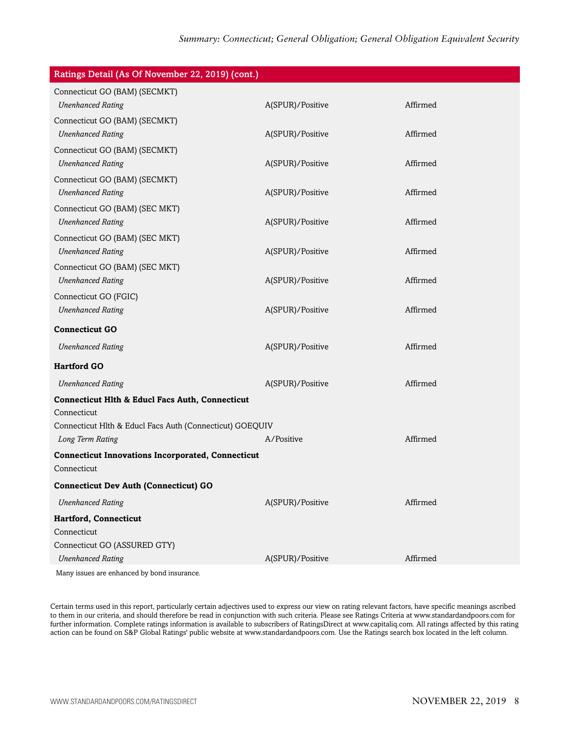| Ratings Detail (As Of November 22, 2019) (cont.) | | |
|---|---|---|
| Connecticut GO (BAM) (SECMKT) | | |
| *Unenhanced Rating* | A(SPUR)/Positive | Affirmed |
| Connecticut GO (BAM) (SECMKT) | | |
| *Unenhanced Rating* | A(SPUR)/Positive | Affirmed |
| Connecticut GO (BAM) (SECMKT) | | |
| *Unenhanced Rating* | A(SPUR)/Positive | Affirmed |
| Connecticut GO (BAM) (SECMKT) | | |
| *Unenhanced Rating* | A(SPUR)/Positive | Affirmed |
| Connecticut GO (BAM) (SEC MKT) | | |
| *Unenhanced Rating* | A(SPUR)/Positive | Affirmed |
| Connecticut GO (BAM) (SEC MKT) | | |
| *Unenhanced Rating* | A(SPUR)/Positive | Affirmed |
| Connecticut GO (BAM) (SEC MKT) | | |
| *Unenhanced Rating* | A(SPUR)/Positive | Affirmed |
| Connecticut GO (FGIC) | | |
| *Unenhanced Rating* | A(SPUR)/Positive | Affirmed |
| **Connecticut GO** | | |
| *Unenhanced Rating* | A(SPUR)/Positive | Affirmed |
| **Hartford GO** | | |
| *Unenhanced Rating* | A(SPUR)/Positive | Affirmed |
| **Connecticut Hlth & Educl Facs Auth, Connecticut** | | |
| Connecticut | | |
| Connecticut Hlth & Educl Facs Auth (Connecticut) GOEQUIV | | |
| *Long Term Rating* | A/Positive | Affirmed |
| **Connecticut Innovations Incorporated, Connecticut** | | |
| Connecticut | | |
| **Connecticut Dev Auth (Connecticut) GO** | | |
| *Unenhanced Rating* | A(SPUR)/Positive | Affirmed |
| **Hartford, Connecticut** | | |
| Connecticut | | |
| Connecticut GO (ASSURED GTY) | | |
| *Unenhanced Rating* | A(SPUR)/Positive | Affirmed |

Many issues are enhanced by bond insurance.

Certain terms used in this report, particularly certain adjectives used to express our view on rating relevant factors, have specific meanings ascribed to them in our criteria, and should therefore be read in conjunction with such criteria. Please see Ratings Criteria at www.standardandpoors.com for further information. Complete ratings information is available to subscribers of RatingsDirect at www.capitaliq.com. All ratings affected by this rating action can be found on S&P Global Ratings' public website at www.standardandpoors.com. Use the Ratings search box located in the left column.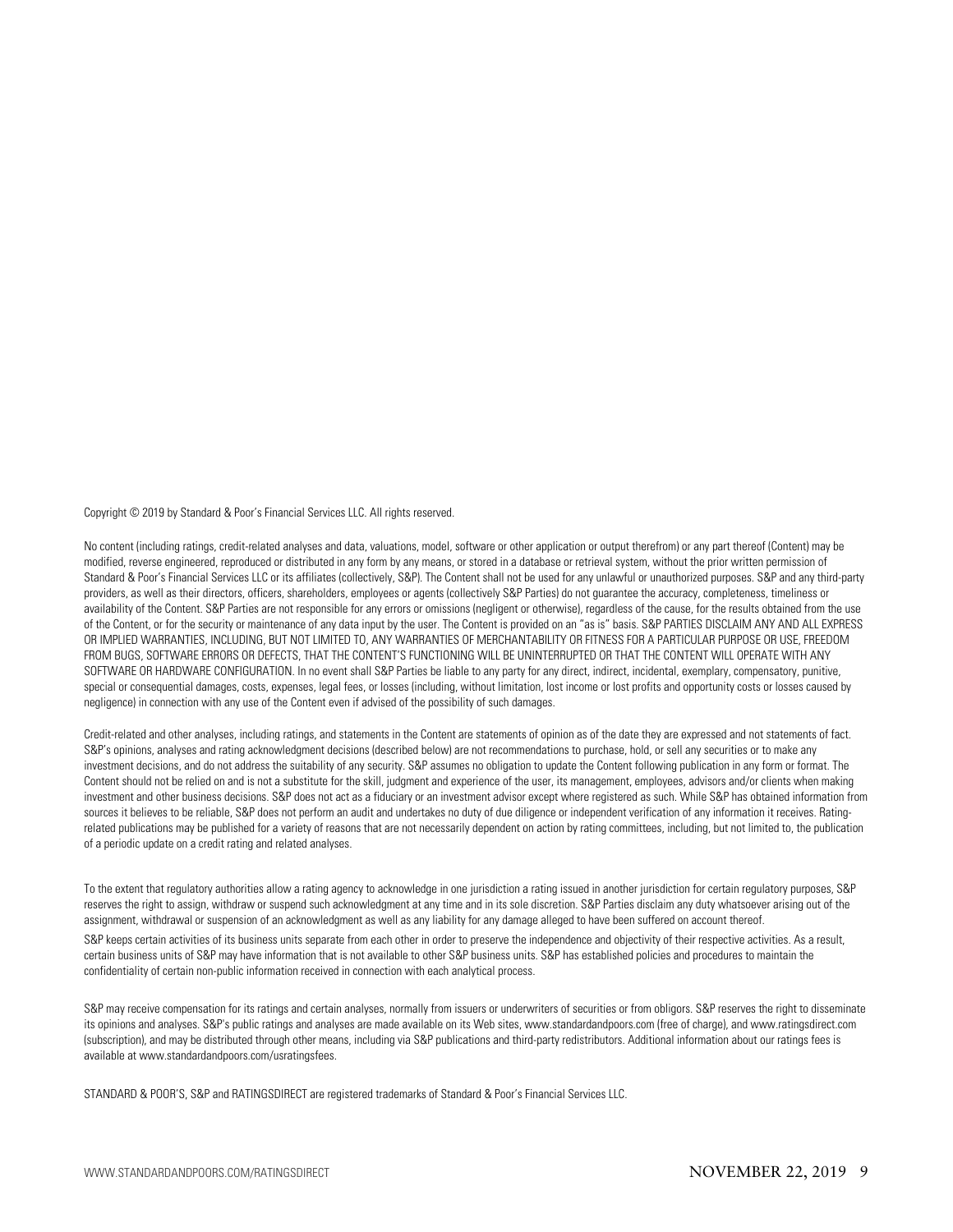Copyright © 2019 by Standard & Poor's Financial Services LLC. All rights reserved.

No content (including ratings, credit-related analyses and data, valuations, model, software or other application or output therefrom) or any part thereof (Content) may be modified, reverse engineered, reproduced or distributed in any form by any means, or stored in a database or retrieval system, without the prior written permission of Standard & Poor's Financial Services LLC or its affiliates (collectively, S&P). The Content shall not be used for any unlawful or unauthorized purposes. S&P and any third-party providers, as well as their directors, officers, shareholders, employees or agents (collectively S&P Parties) do not guarantee the accuracy, completeness, timeliness or availability of the Content. S&P Parties are not responsible for any errors or omissions (negligent or otherwise), regardless of the cause, for the results obtained from the use of the Content, or for the security or maintenance of any data input by the user. The Content is provided on an "as is" basis. S&P PARTIES DISCLAIM ANY AND ALL EXPRESS OR IMPLIED WARRANTIES, INCLUDING, BUT NOT LIMITED TO, ANY WARRANTIES OF MERCHANTABILITY OR FITNESS FOR A PARTICULAR PURPOSE OR USE, FREEDOM FROM BUGS, SOFTWARE ERRORS OR DEFECTS, THAT THE CONTENT'S FUNCTIONING WILL BE UNINTERRUPTED OR THAT THE CONTENT WILL OPERATE WITH ANY SOFTWARE OR HARDWARE CONFIGURATION. In no event shall S&P Parties be liable to any party for any direct, indirect, incidental, exemplary, compensatory, punitive, special or consequential damages, costs, expenses, legal fees, or losses (including, without limitation, lost income or lost profits and opportunity costs or losses caused by negligence) in connection with any use of the Content even if advised of the possibility of such damages.

Credit-related and other analyses, including ratings, and statements in the Content are statements of opinion as of the date they are expressed and not statements of fact. S&P's opinions, analyses and rating acknowledgment decisions (described below) are not recommendations to purchase, hold, or sell any securities or to make any investment decisions, and do not address the suitability of any security. S&P assumes no obligation to update the Content following publication in any form or format. The Content should not be relied on and is not a substitute for the skill, judgment and experience of the user, its management, employees, advisors and/or clients when making investment and other business decisions. S&P does not act as a fiduciary or an investment advisor except where registered as such. While S&P has obtained information from sources it believes to be reliable, S&P does not perform an audit and undertakes no duty of due diligence or independent verification of any information it receives. Rating-related publications may be published for a variety of reasons that are not necessarily dependent on action by rating committees, including, but not limited to, the publication of a periodic update on a credit rating and related analyses.

To the extent that regulatory authorities allow a rating agency to acknowledge in one jurisdiction a rating issued in another jurisdiction for certain regulatory purposes, S&P reserves the right to assign, withdraw or suspend such acknowledgment at any time and in its sole discretion. S&P Parties disclaim any duty whatsoever arising out of the assignment, withdrawal or suspension of an acknowledgment as well as any liability for any damage alleged to have been suffered on account thereof.

S&P keeps certain activities of its business units separate from each other in order to preserve the independence and objectivity of their respective activities. As a result, certain business units of S&P may have information that is not available to other S&P business units. S&P has established policies and procedures to maintain the confidentiality of certain non-public information received in connection with each analytical process.

S&P may receive compensation for its ratings and certain analyses, normally from issuers or underwriters of securities or from obligors. S&P reserves the right to disseminate its opinions and analyses. S&P's public ratings and analyses are made available on its Web sites, www.standardandpoors.com (free of charge), and www.ratingsdirect.com (subscription), and may be distributed through other means, including via S&P publications and third-party redistributors. Additional information about our ratings fees is available at www.standardandpoors.com/usratingsfees.

STANDARD & POOR'S, S&P and RATINGSDIRECT are registered trademarks of Standard & Poor's Financial Services LLC.